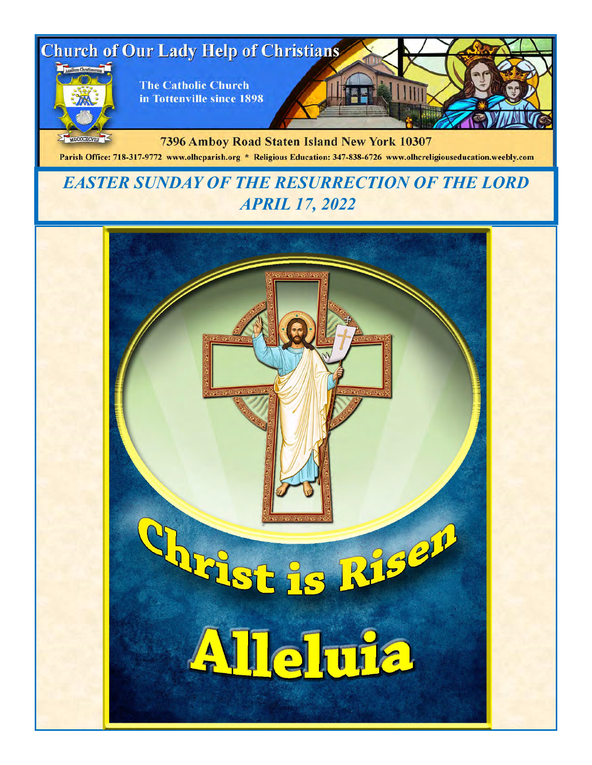# Church of Our Lady Help of Christians

The Catholic Church in Tottenville since 1898

7396 Amboy Road Staten Island New York 10307

Parish Office: 718-317-9772 www.olhcparish.org * Religious Education: 347-838-6726 www.olhcreligiouseducation.weebly.com

## *EASTER SUNDAY OF THE RESURRECTION OF THE LORD*
## *APRIL 17, 2022*

**Christ is Risen**

**Alleluia**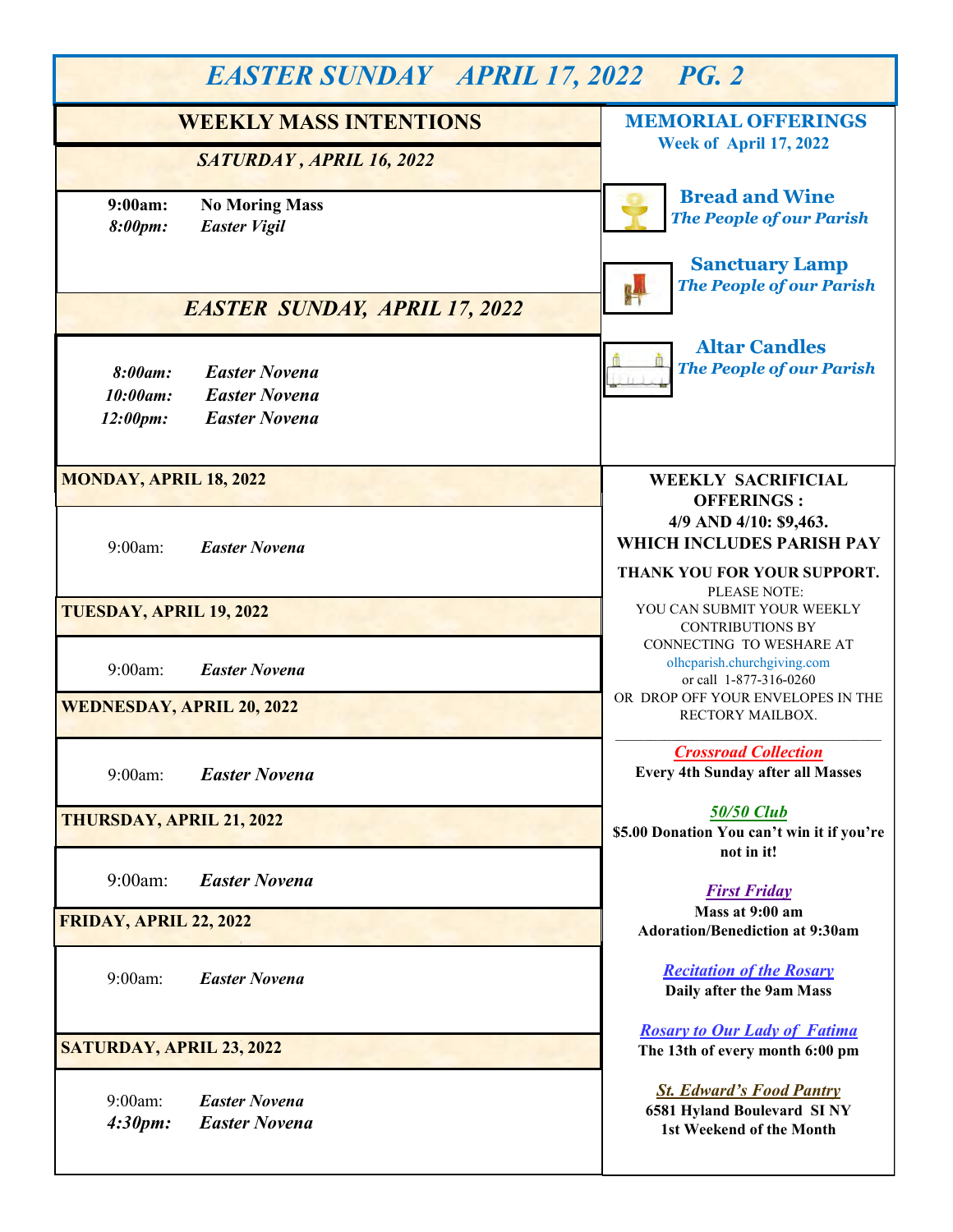# EASTER SUNDAY APRIL 17, 2022 PG. 2

## WEEKLY MASS INTENTIONS

### *SATURDAY , APRIL 16, 2022*

**9:00am:** **No Moring Mass**
***8:00pm:*** ***Easter Vigil***

### *EASTER SUNDAY, APRIL 17, 2022*

***8:00am:*** ***Easter Novena***
***10:00am:*** ***Easter Novena***
***12:00pm:*** ***Easter Novena***

### MONDAY, APRIL 18, 2022

9:00am: ***Easter Novena***

### TUESDAY, APRIL 19, 2022

9:00am: ***Easter Novena***

### WEDNESDAY, APRIL 20, 2022

9:00am: ***Easter Novena***

### THURSDAY, APRIL 21, 2022

9:00am: ***Easter Novena***

### FRIDAY, APRIL 22, 2022

9:00am: ***Easter Novena***

### SATURDAY, APRIL 23, 2022

9:00am: ***Easter Novena***
***4:30pm:*** ***Easter Novena***

## MEMORIAL OFFERINGS

**Week of April 17, 2022**

**Bread and Wine**
***The People of our Parish***

**Sanctuary Lamp**
***The People of our Parish***

**Altar Candles**
***The People of our Parish***

**WEEKLY SACRIFICIAL OFFERINGS :**
**4/9 AND 4/10: $9,463.**
**WHICH INCLUDES PARISH PAY**

**THANK YOU FOR YOUR SUPPORT.**

PLEASE NOTE:
YOU CAN SUBMIT YOUR WEEKLY CONTRIBUTIONS BY CONNECTING TO WESHARE AT olhcparish.churchgiving.com
or call 1-877-316-0260
OR DROP OFF YOUR ENVELOPES IN THE RECTORY MAILBOX.

***Crossroad Collection***
**Every 4th Sunday after all Masses**

***50/50 Club***
**$5.00 Donation You can't win it if you're not in it!**

***First Friday***
**Mass at 9:00 am**
**Adoration/Benediction at 9:30am**

***Recitation of the Rosary***
**Daily after the 9am Mass**

***Rosary to Our Lady of Fatima***
**The 13th of every month 6:00 pm**

***St. Edward's Food Pantry***
**6581 Hyland Boulevard SI NY**
**1st Weekend of the Month**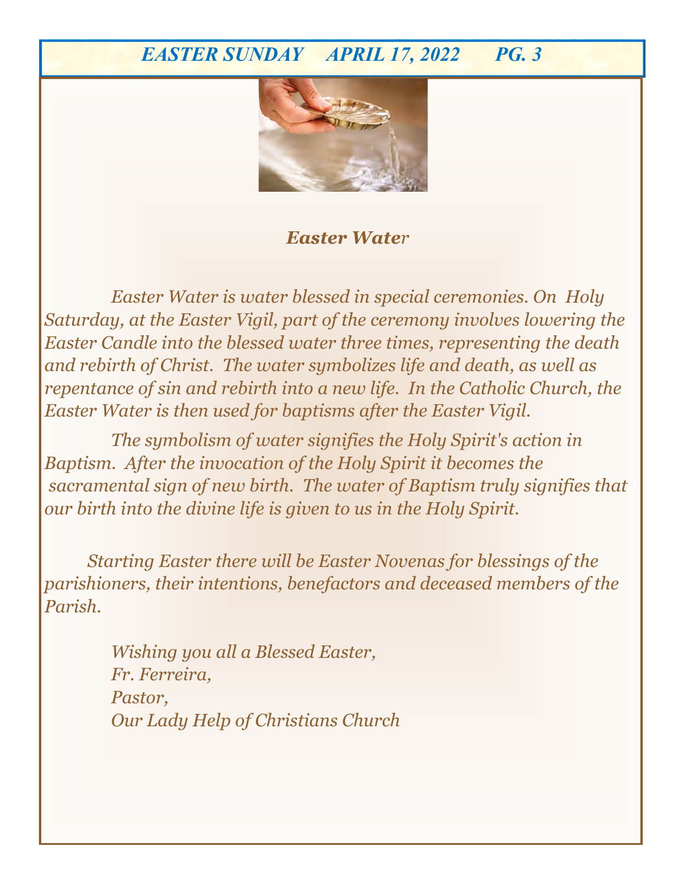## *Easter Water*

*Easter Water is water blessed in special ceremonies. On Holy Saturday, at the Easter Vigil, part of the ceremony involves lowering the Easter Candle into the blessed water three times, representing the death and rebirth of Christ. The water symbolizes life and death, as well as repentance of sin and rebirth into a new life. In the Catholic Church, the Easter Water is then used for baptisms after the Easter Vigil.*

*The symbolism of water signifies the Holy Spirit's action in Baptism. After the invocation of the Holy Spirit it becomes the sacramental sign of new birth. The water of Baptism truly signifies that our birth into the divine life is given to us in the Holy Spirit.*

*Starting Easter there will be Easter Novenas for blessings of the parishioners, their intentions, benefactors and deceased members of the Parish.*

*Wishing you all a Blessed Easter,*
*Fr. Ferreira,*
*Pastor,*
*Our Lady Help of Christians Church*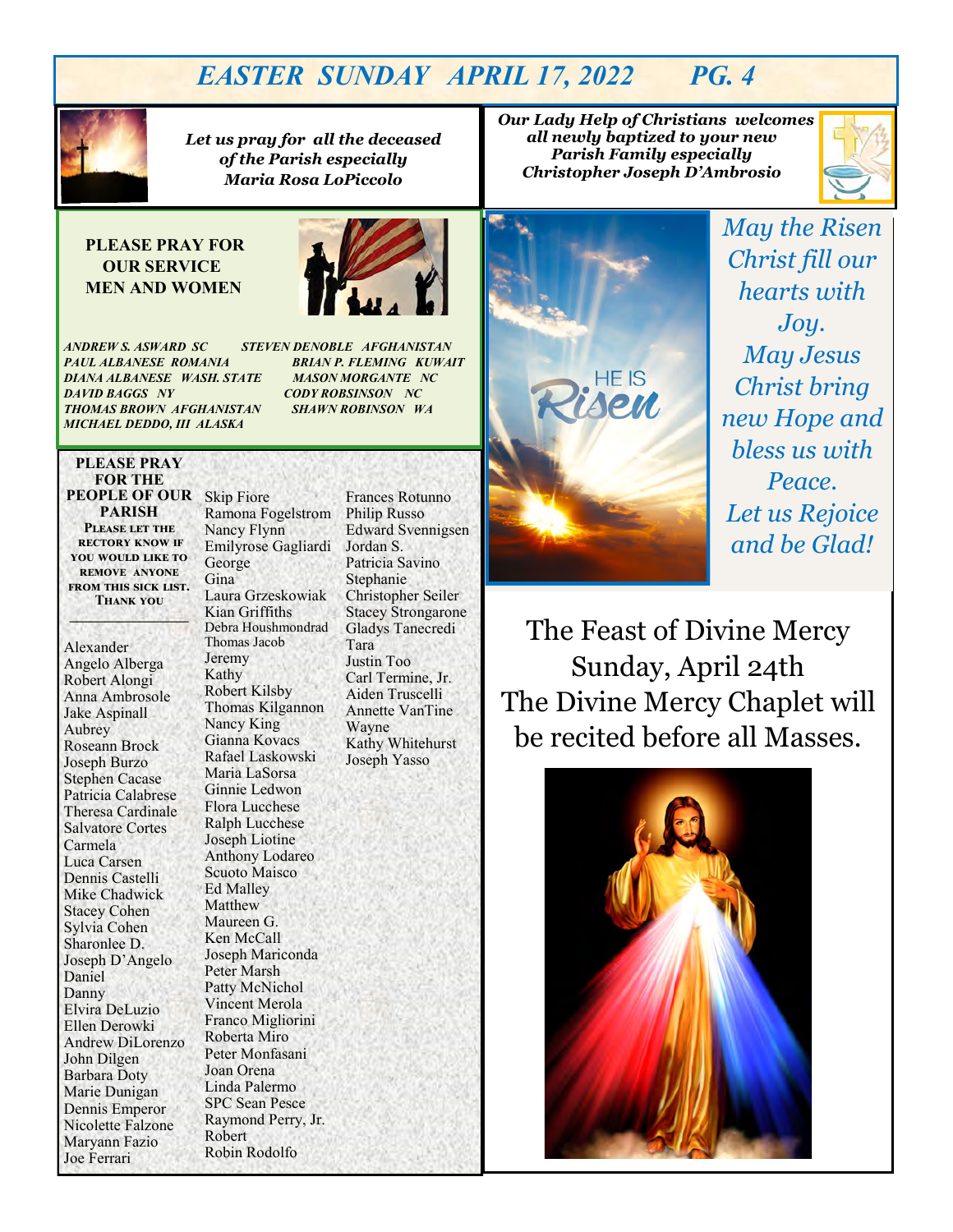# EASTER SUNDAY APRIL 17, 2022 PG. 4

*Let us pray for all the deceased of the Parish especially Maria Rosa LoPiccolo*

*Our Lady Help of Christians welcomes all newly baptized to your new Parish Family especially Christopher Joseph D'Ambrosio*

**PLEASE PRAY FOR OUR SERVICE MEN AND WOMEN**

*ANDREW S. ASWARD SC*
*PAUL ALBANESE ROMANIA*
*DIANA ALBANESE WASH. STATE*
*DAVID BAGGS NY*
*THOMAS BROWN AFGHANISTAN*
*MICHAEL DEDDO, III ALASKA*
*STEVEN DENOBLE AFGHANISTAN*
*BRIAN P. FLEMING KUWAIT*
*MASON MORGANTE NC*
*CODY ROBSINSON NC*
*SHAWN ROBINSON WA*

**PLEASE PRAY FOR THE PEOPLE OF OUR PARISH**

**Please let the rectory know if you would like to remove anyone from this sick list. Thank you**

Alexander
Angelo Alberga
Robert Alongi
Anna Ambrosole
Jake Aspinall
Aubrey
Roseann Brock
Joseph Burzo
Stephen Cacase
Patricia Calabrese
Theresa Cardinale
Salvatore Cortes
Carmela
Luca Carsen
Dennis Castelli
Mike Chadwick
Stacey Cohen
Sylvia Cohen
Sharonlee D.
Joseph D'Angelo
Daniel
Danny
Elvira DeLuzio
Ellen Derowki
Andrew DiLorenzo
John Dilgen
Barbara Doty
Marie Dunigan
Dennis Emperor
Nicolette Falzone
Maryann Fazio
Joe Ferrari
Skip Fiore
Ramona Fogelstrom
Nancy Flynn
Emilyrose Gagliardi
George
Gina
Laura Grzeskowiak
Kian Griffiths
Debra Houshmondrad
Thomas Jacob
Jeremy
Kathy
Robert Kilsby
Thomas Kilgannon
Nancy King
Gianna Kovacs
Rafael Laskowski
Maria LaSorsa
Ginnie Ledwon
Flora Lucchese
Ralph Lucchese
Joseph Liotine
Anthony Lodareo
Scuoto Maisco
Ed Malley
Matthew
Maureen G.
Ken McCall
Joseph Mariconda
Peter Marsh
Patty McNichol
Vincent Merola
Franco Migliorini
Roberta Miro
Peter Monfasani
Joan Orena
Linda Palermo
SPC Sean Pesce
Raymond Perry, Jr.
Robert
Robin Rodolfo
Frances Rotunno
Philip Russo
Edward Svennigsen
Jordan S.
Patricia Savino
Stephanie
Christopher Seiler
Stacey Strongarone
Gladys Tanecredi
Tara
Justin Too
Carl Termine, Jr.
Aiden Truscelli
Annette VanTine
Wayne
Kathy Whitehurst
Joseph Yasso

*May the Risen Christ fill our hearts with Joy. May Jesus Christ bring new Hope and bless us with Peace. Let us Rejoice and be Glad!*

The Feast of Divine Mercy
Sunday, April 24th
The Divine Mercy Chaplet will be recited before all Masses.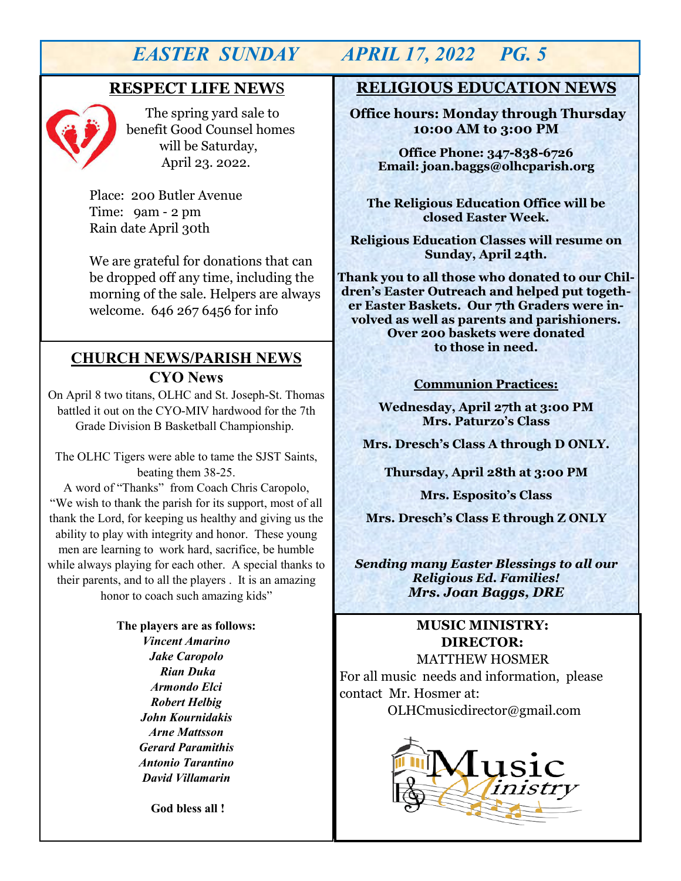## RESPECT LIFE NEWS

The spring yard sale to benefit Good Counsel homes will be Saturday, April 23. 2022.

Place: 200 Butler Avenue
Time: 9am - 2 pm
Rain date April 30th

We are grateful for donations that can be dropped off any time, including the morning of the sale. Helpers are always welcome. 646 267 6456 for info

## CHURCH NEWS/PARISH NEWS

### CYO News

On April 8 two titans, OLHC and St. Joseph-St. Thomas battled it out on the CYO-MIV hardwood for the 7th Grade Division B Basketball Championship.

The OLHC Tigers were able to tame the SJST Saints, beating them 38-25.

A word of "Thanks" from Coach Chris Caropolo, "We wish to thank the parish for its support, most of all thank the Lord, for keeping us healthy and giving us the ability to play with integrity and honor. These young men are learning to work hard, sacrifice, be humble while always playing for each other. A special thanks to their parents, and to all the players . It is an amazing honor to coach such amazing kids"

**The players are as follows:**

***Vincent Amarino***
***Jake Caropolo***
***Rian Duka***
***Armondo Elci***
***Robert Helbig***
***John Kournidakis***
***Arne Mattsson***
***Gerard Paramithis***
***Antonio Tarantino***
***David Villamarin***

**God bless all !**

## RELIGIOUS EDUCATION NEWS

**Office hours: Monday through Thursday 10:00 AM to 3:00 PM**

**Office Phone: 347-838-6726**
**Email: joan.baggs@olhcparish.org**

**The Religious Education Office will be closed Easter Week.**

**Religious Education Classes will resume on Sunday, April 24th.**

**Thank you to all those who donated to our Children's Easter Outreach and helped put together Easter Baskets. Our 7th Graders were involved as well as parents and parishioners. Over 200 baskets were donated to those in need.**

**Communion Practices:**

**Wednesday, April 27th at 3:00 PM**
**Mrs. Paturzo's Class**

**Mrs. Dresch's Class A through D ONLY.**

**Thursday, April 28th at 3:00 PM**

**Mrs. Esposito's Class**

**Mrs. Dresch's Class E through Z ONLY**

***Sending many Easter Blessings to all our Religious Ed. Families!***
***Mrs. Joan Baggs, DRE***

## MUSIC MINISTRY: DIRECTOR:

MATTHEW HOSMER

For all music needs and information, please contact Mr. Hosmer at:
OLHCmusicdirector@gmail.com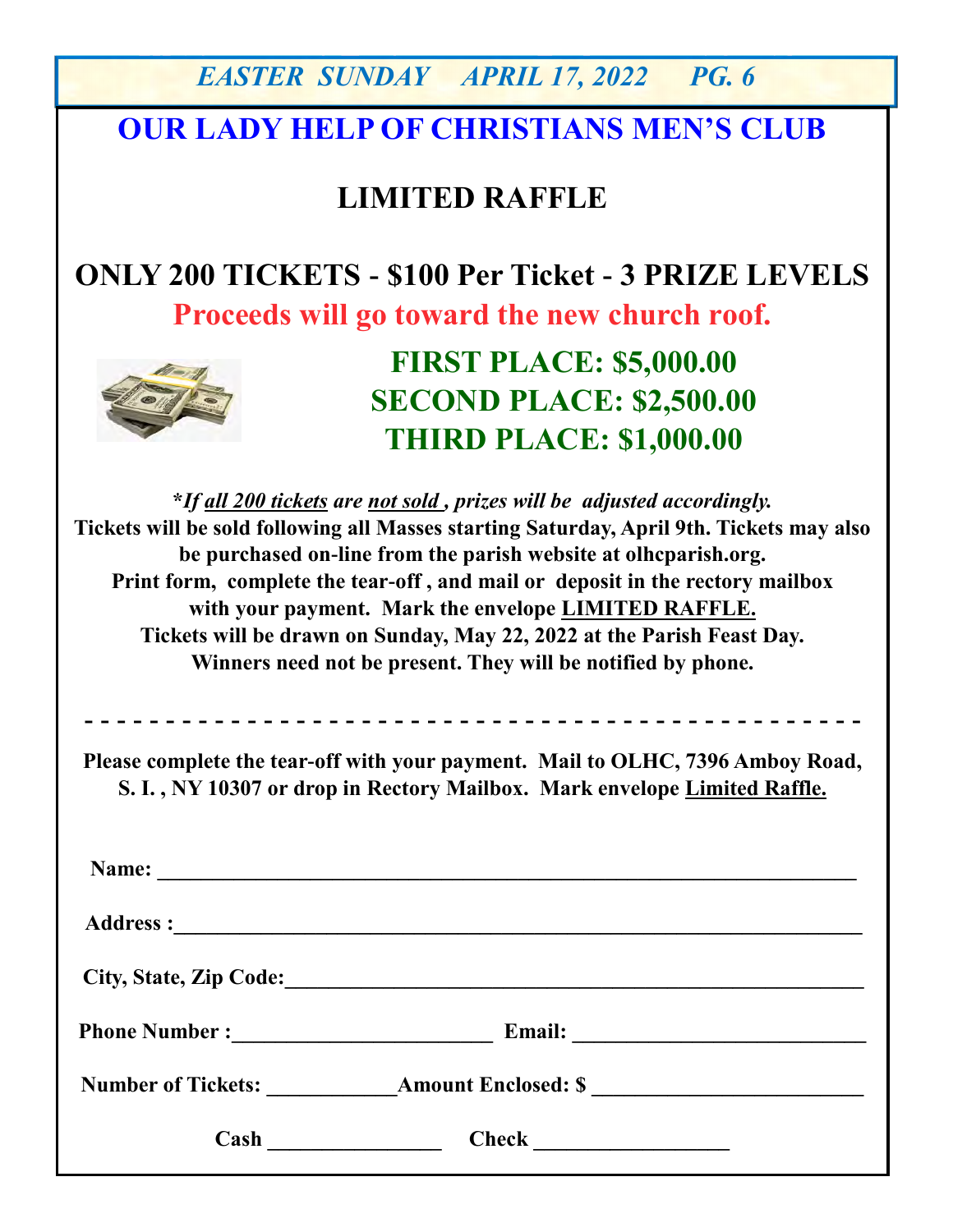# OUR LADY HELP OF CHRISTIANS MEN'S CLUB

## LIMITED RAFFLE

## ONLY 200 TICKETS - $100 Per Ticket - 3 PRIZE LEVELS

**Proceeds will go toward the new church roof.**

**FIRST PLACE: $5,000.00**
**SECOND PLACE: $2,500.00**
**THIRD PLACE: $1,000.00**

***If all 200 tickets are not sold , prizes will be adjusted accordingly.***

**Tickets will be sold following all Masses starting Saturday, April 9th. Tickets may also be purchased on-line from the parish website at olhcparish.org.**
**Print form, complete the tear-off , and mail or deposit in the rectory mailbox with your payment. Mark the envelope LIMITED RAFFLE.**
**Tickets will be drawn on Sunday, May 22, 2022 at the Parish Feast Day.**
**Winners need not be present. They will be notified by phone.**

- - - - - - - - - - - - - - - - - - - - - - - - - - - - - - - - - - - - - - - - - - - - - - - -

**Please complete the tear-off with your payment. Mail to OLHC, 7396 Amboy Road, S. I. , NY 10307 or drop in Rectory Mailbox. Mark envelope Limited Raffle.**

**Name:** ______________________________________________

**Address :**______________________________________________

**City, State, Zip Code:**______________________________________

**Phone Number :**____________________ **Email:** ____________________

**Number of Tickets:** __________ **Amount Enclosed: $** ____________________

**Cash** ______________ **Check** ______________